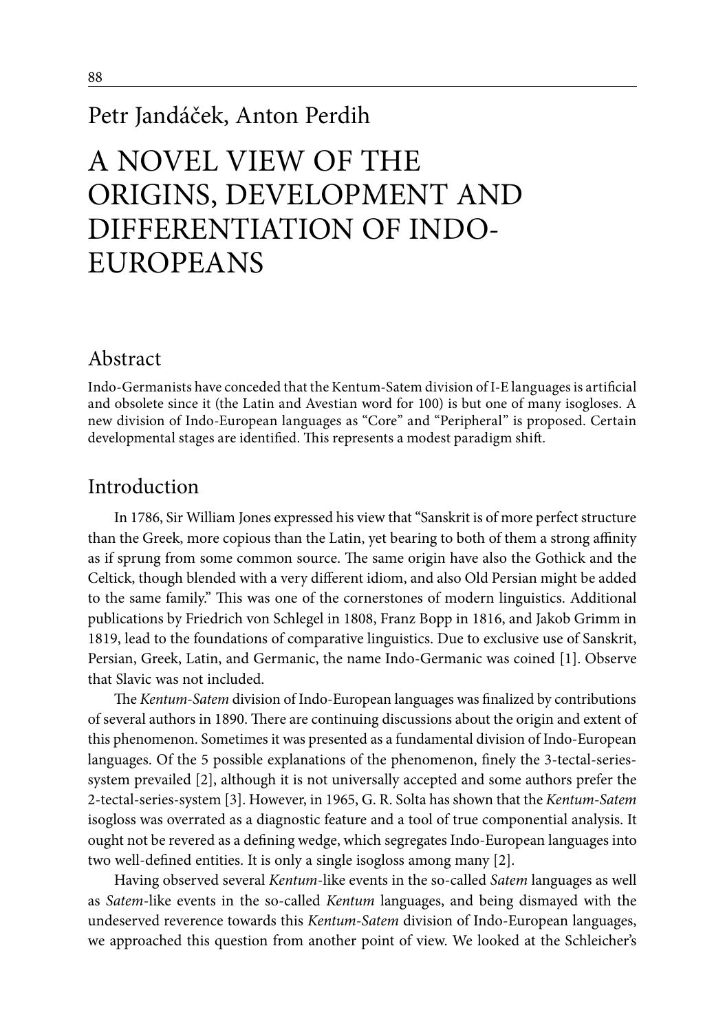Petr Jandáček, Anton Perdih

# A NOVEL VIEW OF THE ORIGINS, DEVELOPMENT AND DIFFERENTIATION OF INDO-EUROPEANS

## Abstract

Indo-Germanists have conceded that the Kentum-Satem division of I-E languages is artificial and obsolete since it (the Latin and Avestian word for 100) is but one of many isogloses. A new division of Indo-European languages as "Core" and "Peripheral" is proposed. Certain developmental stages are identified. This represents a modest paradigm shift.

## Introduction

In 1786, Sir William Jones expressed his view that "Sanskrit is of more perfect structure than the Greek, more copious than the Latin, yet bearing to both of them a strong affinity as if sprung from some common source. The same origin have also the Gothick and the Celtick, though blended with a very different idiom, and also Old Persian might be added to the same family." This was one of the cornerstones of modern linguistics. Additional publications by Friedrich von Schlegel in 1808, Franz Bopp in 1816, and Jakob Grimm in 1819, lead to the foundations of comparative linguistics. Due to exclusive use of Sanskrit, Persian, Greek, Latin, and Germanic, the name Indo-Germanic was coined [1]. Observe that Slavic was not included.

The *Kentum-Satem* division of Indo-European languages was finalized by contributions of several authors in 1890. There are continuing discussions about the origin and extent of this phenomenon. Sometimes it was presented as a fundamental division of Indo-European languages. Of the 5 possible explanations of the phenomenon, finely the 3-tectal-series-system prevailed [2], although it is not universally accepted and some authors prefer the 2-tectal-series-system [3]. However, in 1965, G. R. Solta has shown that the *Kentum-Satem* isogloss was overrated as a diagnostic feature and a tool of true componential analysis. It ought not be revered as a defining wedge, which segregates Indo-European languages into two well-defined entities. It is only a single isogloss among many [2].

Having observed several *Kentum*-like events in the so-called *Satem* languages as well as *Satem*-like events in the so-called *Kentum* languages, and being dismayed with the undeserved reverence towards this *Kentum-Satem* division of Indo-European languages, we approached this question from another point of view. We looked at the Schleicher's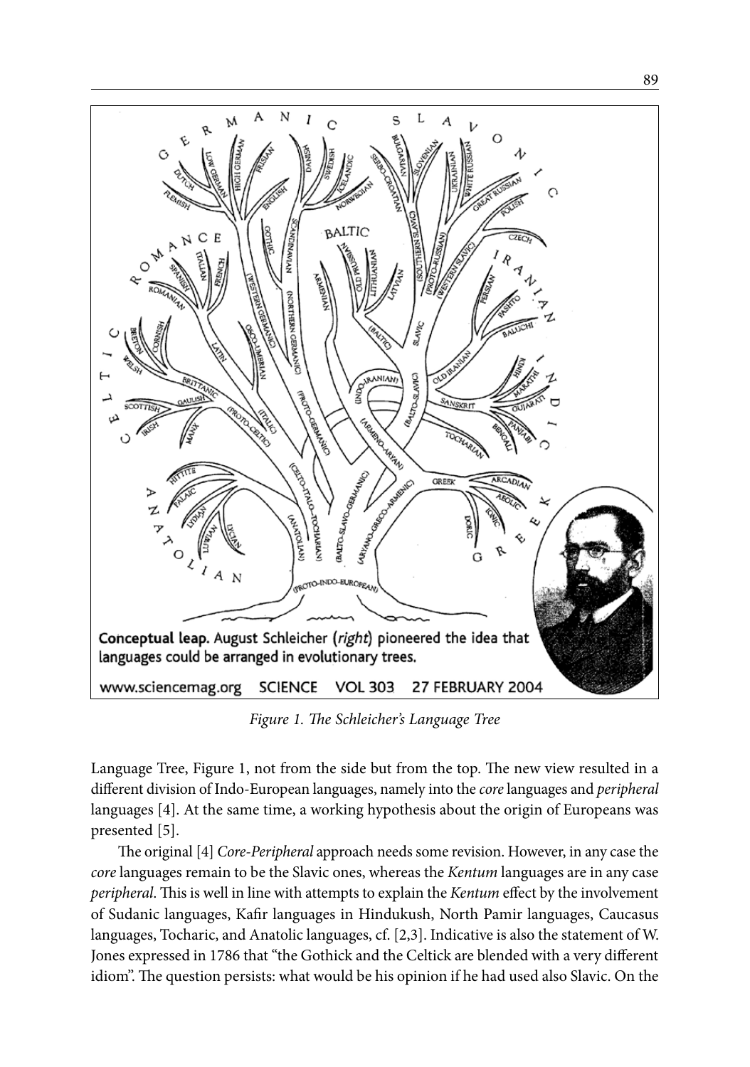*Figure 1. The Schleicher's Language Tree*

Language Tree, Figure 1, not from the side but from the top. The new view resulted in a different division of Indo-European languages, namely into the *core* languages and *peripheral* languages [4]. At the same time, a working hypothesis about the origin of Europeans was presented [5].

The original [4] *Core-Peripheral* approach needs some revision. However, in any case the *core* languages remain to be the Slavic ones, whereas the *Kentum* languages are in any case *peripheral*. This is well in line with attempts to explain the *Kentum* effect by the involvement of Sudanic languages, Kafir languages in Hindukush, North Pamir languages, Caucasus languages, Tocharic, and Anatolic languages, cf. [2,3]. Indicative is also the statement of W. Jones expressed in 1786 that "the Gothick and the Celtick are blended with a very different idiom". The question persists: what would be his opinion if he had used also Slavic. On the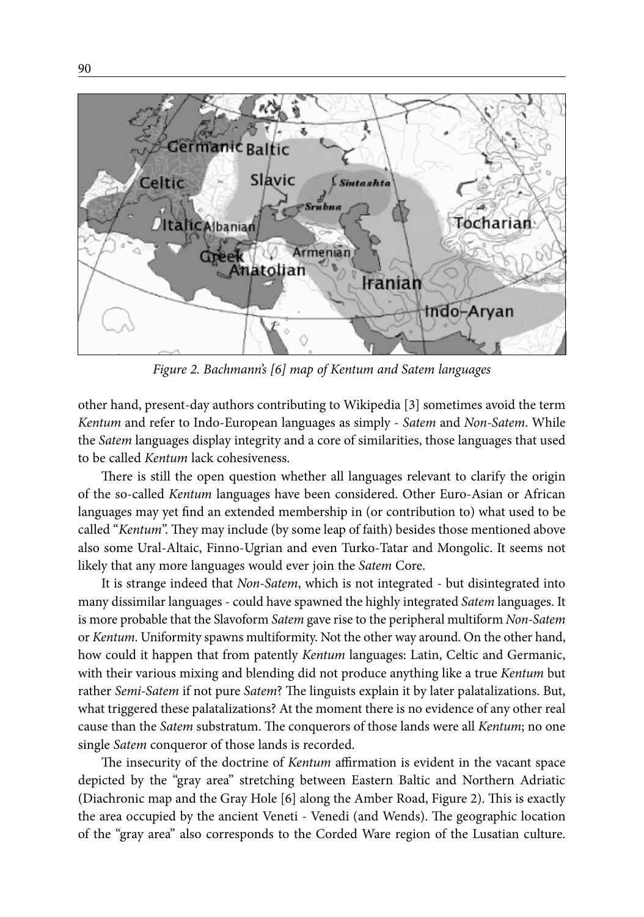*Figure 2. Bachmann's [6] map of Kentum and Satem languages*

other hand, present-day authors contributing to Wikipedia [3] sometimes avoid the term *Kentum* and refer to Indo-European languages as simply - *Satem* and *Non-Satem*. While the *Satem* languages display integrity and a core of similarities, those languages that used to be called *Kentum* lack cohesiveness.

There is still the open question whether all languages relevant to clarify the origin of the so-called *Kentum* languages have been considered. Other Euro-Asian or African languages may yet find an extended membership in (or contribution to) what used to be called "*Kentum*". They may include (by some leap of faith) besides those mentioned above also some Ural-Altaic, Finno-Ugrian and even Turko-Tatar and Mongolic. It seems not likely that any more languages would ever join the *Satem* Core.

It is strange indeed that *Non-Satem*, which is not integrated - but disintegrated into many dissimilar languages - could have spawned the highly integrated *Satem* languages. It is more probable that the Slavoform *Satem* gave rise to the peripheral multiform *Non-Satem* or *Kentum*. Uniformity spawns multiformity. Not the other way around. On the other hand, how could it happen that from patently *Kentum* languages: Latin, Celtic and Germanic, with their various mixing and blending did not produce anything like a true *Kentum* but rather *Semi-Satem* if not pure *Satem*? The linguists explain it by later palatalizations. But, what triggered these palatalizations? At the moment there is no evidence of any other real cause than the *Satem* substratum. The conquerors of those lands were all *Kentum*; no one single *Satem* conqueror of those lands is recorded.

The insecurity of the doctrine of *Kentum* affirmation is evident in the vacant space depicted by the "gray area" stretching between Eastern Baltic and Northern Adriatic (Diachronic map and the Gray Hole [6] along the Amber Road, Figure 2). This is exactly the area occupied by the ancient Veneti - Venedi (and Wends). The geographic location of the "gray area" also corresponds to the Corded Ware region of the Lusatian culture.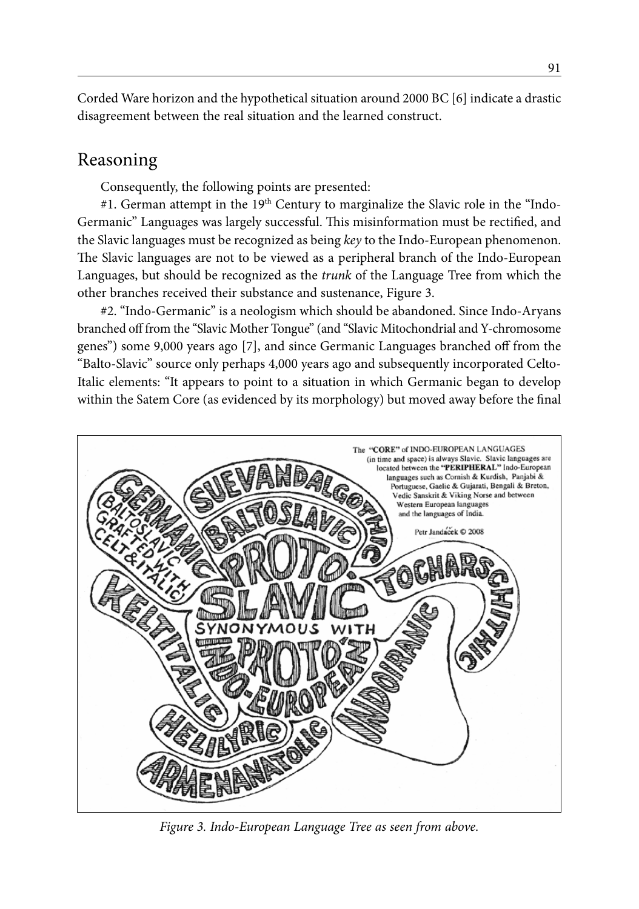Corded Ware horizon and the hypothetical situation around 2000 BC [6] indicate a drastic disagreement between the real situation and the learned construct.

## Reasoning

Consequently, the following points are presented:

#1. German attempt in the 19th Century to marginalize the Slavic role in the "Indo-Germanic" Languages was largely successful. This misinformation must be rectified, and the Slavic languages must be recognized as being *key* to the Indo-European phenomenon. The Slavic languages are not to be viewed as a peripheral branch of the Indo-European Languages, but should be recognized as the *trunk* of the Language Tree from which the other branches received their substance and sustenance, Figure 3.

#2. "Indo-Germanic" is a neologism which should be abandoned. Since Indo-Aryans branched off from the "Slavic Mother Tongue" (and "Slavic Mitochondrial and Y-chromosome genes") some 9,000 years ago [7], and since Germanic Languages branched off from the "Balto-Slavic" source only perhaps 4,000 years ago and subsequently incorporated Celto-Italic elements: "It appears to point to a situation in which Germanic began to develop within the Satem Core (as evidenced by its morphology) but moved away before the final

The "CORE" of INDO-EUROPEAN LANGUAGES (in time and space) is always Slavic. Slavic languages are located between the "PERIPHERAL" Indo-European languages such as Cornish & Kurdish, Panjabi & Portuguese, Gaelic & Gujarati, Bengali & Breton, Vedic Sanskrit & Viking Norse and between Western European languages and the languages of India.

Petr Jandáček © 2008

GERMANIC (BALTOSLAVIC GRAFTED WITH CELT & ITALIC) — SUEVANDALGOTHIC — BALTOSLAVIC — PROTO-SLAVIC SYNONYMOUS WITH PROTO-INDO-EUROPEAN — TOCHARSCHITHIC — INDOIRANIC — KELTITALIC — HELILLYRIC — ARMENANATOLIC

*Figure 3. Indo-European Language Tree as seen from above.*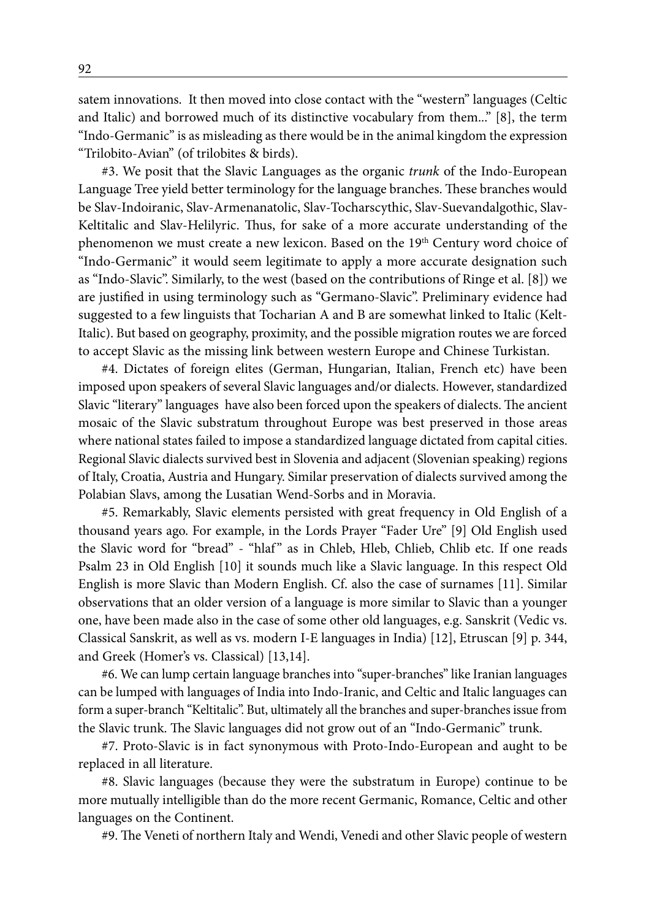satem innovations. It then moved into close contact with the "western" languages (Celtic and Italic) and borrowed much of its distinctive vocabulary from them..." [8], the term "Indo-Germanic" is as misleading as there would be in the animal kingdom the expression "Trilobito-Avian" (of trilobites & birds).

#3. We posit that the Slavic Languages as the organic *trunk* of the Indo-European Language Tree yield better terminology for the language branches. These branches would be Slav-Indoiranic, Slav-Armenanatolic, Slav-Tocharscythic, Slav-Suevandalgothic, Slav-Keltitalic and Slav-Helilyric. Thus, for sake of a more accurate understanding of the phenomenon we must create a new lexicon. Based on the 19th Century word choice of "Indo-Germanic" it would seem legitimate to apply a more accurate designation such as "Indo-Slavic". Similarly, to the west (based on the contributions of Ringe et al. [8]) we are justified in using terminology such as "Germano-Slavic". Preliminary evidence had suggested to a few linguists that Tocharian A and B are somewhat linked to Italic (Kelt-Italic). But based on geography, proximity, and the possible migration routes we are forced to accept Slavic as the missing link between western Europe and Chinese Turkistan.

#4. Dictates of foreign elites (German, Hungarian, Italian, French etc) have been imposed upon speakers of several Slavic languages and/or dialects. However, standardized Slavic "literary" languages have also been forced upon the speakers of dialects. The ancient mosaic of the Slavic substratum throughout Europe was best preserved in those areas where national states failed to impose a standardized language dictated from capital cities. Regional Slavic dialects survived best in Slovenia and adjacent (Slovenian speaking) regions of Italy, Croatia, Austria and Hungary. Similar preservation of dialects survived among the Polabian Slavs, among the Lusatian Wend-Sorbs and in Moravia.

#5. Remarkably, Slavic elements persisted with great frequency in Old English of a thousand years ago. For example, in the Lords Prayer "Fader Ure" [9] Old English used the Slavic word for "bread" - "hlaf" as in Chleb, Hleb, Chlieb, Chlib etc. If one reads Psalm 23 in Old English [10] it sounds much like a Slavic language. In this respect Old English is more Slavic than Modern English. Cf. also the case of surnames [11]. Similar observations that an older version of a language is more similar to Slavic than a younger one, have been made also in the case of some other old languages, e.g. Sanskrit (Vedic vs. Classical Sanskrit, as well as vs. modern I-E languages in India) [12], Etruscan [9] p. 344, and Greek (Homer's vs. Classical) [13,14].

#6. We can lump certain language branches into "super-branches" like Iranian languages can be lumped with languages of India into Indo-Iranic, and Celtic and Italic languages can form a super-branch "Keltitalic". But, ultimately all the branches and super-branches issue from the Slavic trunk. The Slavic languages did not grow out of an "Indo-Germanic" trunk.

#7. Proto-Slavic is in fact synonymous with Proto-Indo-European and aught to be replaced in all literature.

#8. Slavic languages (because they were the substratum in Europe) continue to be more mutually intelligible than do the more recent Germanic, Romance, Celtic and other languages on the Continent.

#9. The Veneti of northern Italy and Wendi, Venedi and other Slavic people of western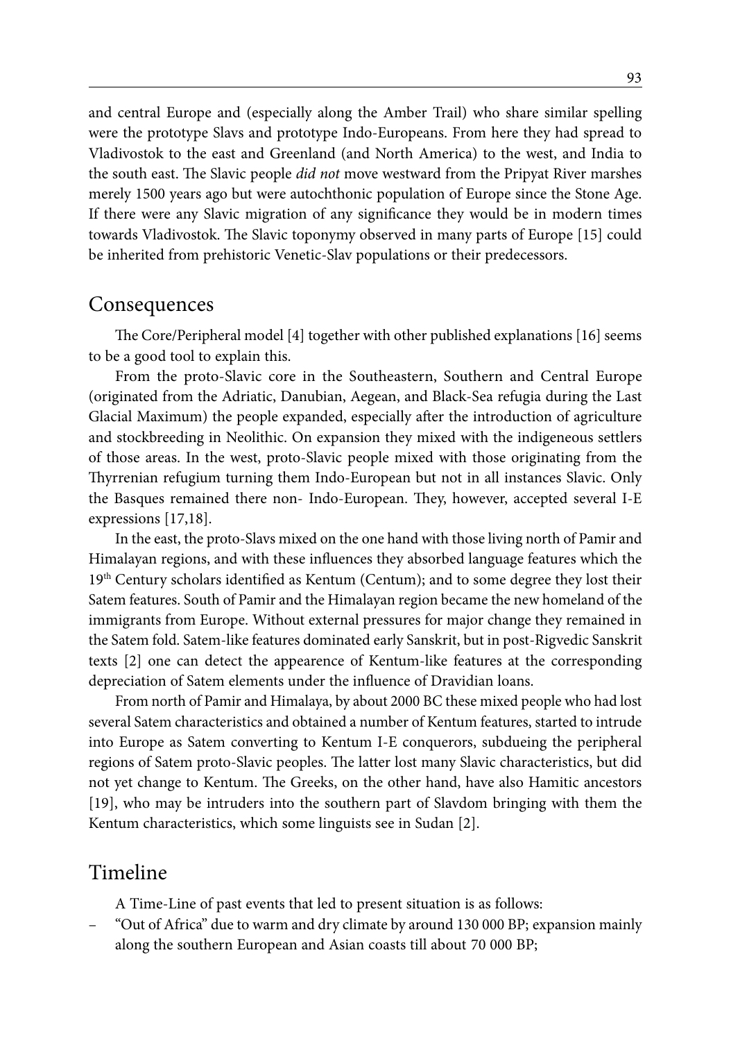and central Europe and (especially along the Amber Trail) who share similar spelling were the prototype Slavs and prototype Indo-Europeans. From here they had spread to Vladivostok to the east and Greenland (and North America) to the west, and India to the south east. The Slavic people *did not* move westward from the Pripyat River marshes merely 1500 years ago but were autochthonic population of Europe since the Stone Age. If there were any Slavic migration of any significance they would be in modern times towards Vladivostok. The Slavic toponymy observed in many parts of Europe [15] could be inherited from prehistoric Venetic-Slav populations or their predecessors.

## Consequences

The Core/Peripheral model [4] together with other published explanations [16] seems to be a good tool to explain this.

From the proto-Slavic core in the Southeastern, Southern and Central Europe (originated from the Adriatic, Danubian, Aegean, and Black-Sea refugia during the Last Glacial Maximum) the people expanded, especially after the introduction of agriculture and stockbreeding in Neolithic. On expansion they mixed with the indigeneous settlers of those areas. In the west, proto-Slavic people mixed with those originating from the Thyrrenian refugium turning them Indo-European but not in all instances Slavic. Only the Basques remained there non- Indo-European. They, however, accepted several I-E expressions [17,18].

In the east, the proto-Slavs mixed on the one hand with those living north of Pamir and Himalayan regions, and with these influences they absorbed language features which the 19th Century scholars identified as Kentum (Centum); and to some degree they lost their Satem features. South of Pamir and the Himalayan region became the new homeland of the immigrants from Europe. Without external pressures for major change they remained in the Satem fold. Satem-like features dominated early Sanskrit, but in post-Rigvedic Sanskrit texts [2] one can detect the appearence of Kentum-like features at the corresponding depreciation of Satem elements under the influence of Dravidian loans.

From north of Pamir and Himalaya, by about 2000 BC these mixed people who had lost several Satem characteristics and obtained a number of Kentum features, started to intrude into Europe as Satem converting to Kentum I-E conquerors, subdueing the peripheral regions of Satem proto-Slavic peoples. The latter lost many Slavic characteristics, but did not yet change to Kentum. The Greeks, on the other hand, have also Hamitic ancestors [19], who may be intruders into the southern part of Slavdom bringing with them the Kentum characteristics, which some linguists see in Sudan [2].

## Timeline

A Time-Line of past events that led to present situation is as follows:

- "Out of Africa" due to warm and dry climate by around 130 000 BP; expansion mainly along the southern European and Asian coasts till about 70 000 BP;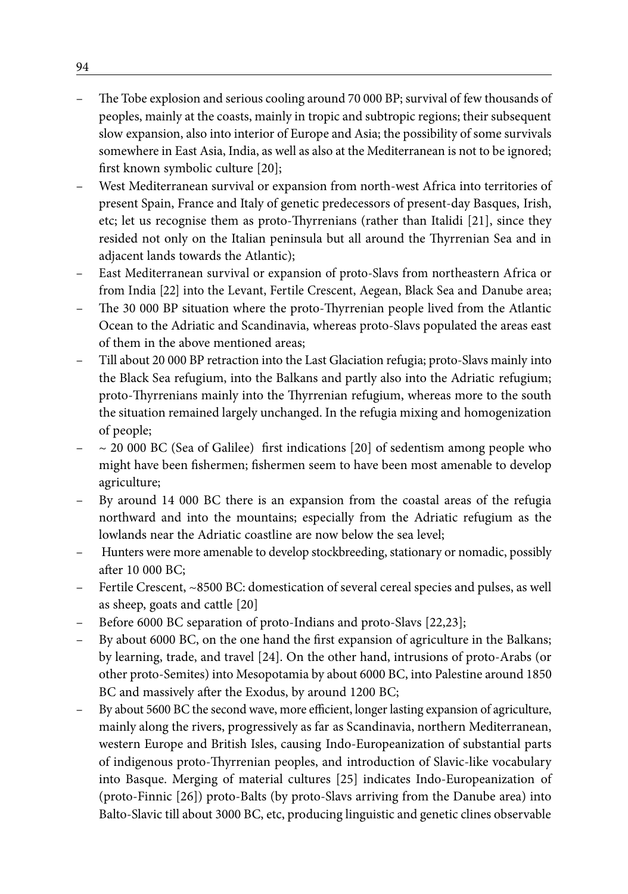- The Tobe explosion and serious cooling around 70 000 BP; survival of few thousands of peoples, mainly at the coasts, mainly in tropic and subtropic regions; their subsequent slow expansion, also into interior of Europe and Asia; the possibility of some survivals somewhere in East Asia, India, as well as also at the Mediterranean is not to be ignored; first known symbolic culture [20];
- West Mediterranean survival or expansion from north-west Africa into territories of present Spain, France and Italy of genetic predecessors of present-day Basques, Irish, etc; let us recognise them as proto-Thyrrenians (rather than Italidi [21], since they resided not only on the Italian peninsula but all around the Thyrrenian Sea and in adjacent lands towards the Atlantic);
- East Mediterranean survival or expansion of proto-Slavs from northeastern Africa or from India [22] into the Levant, Fertile Crescent, Aegean, Black Sea and Danube area;
- The 30 000 BP situation where the proto-Thyrrenian people lived from the Atlantic Ocean to the Adriatic and Scandinavia, whereas proto-Slavs populated the areas east of them in the above mentioned areas;
- Till about 20 000 BP retraction into the Last Glaciation refugia; proto-Slavs mainly into the Black Sea refugium, into the Balkans and partly also into the Adriatic refugium; proto-Thyrrenians mainly into the Thyrrenian refugium, whereas more to the south the situation remained largely unchanged. In the refugia mixing and homogenization of people;
- ~ 20 000 BC (Sea of Galilee) first indications [20] of sedentism among people who might have been fishermen; fishermen seem to have been most amenable to develop agriculture;
- By around 14 000 BC there is an expansion from the coastal areas of the refugia northward and into the mountains; especially from the Adriatic refugium as the lowlands near the Adriatic coastline are now below the sea level;
- Hunters were more amenable to develop stockbreeding, stationary or nomadic, possibly after 10 000 BC;
- Fertile Crescent, ~8500 BC: domestication of several cereal species and pulses, as well as sheep, goats and cattle [20]
- Before 6000 BC separation of proto-Indians and proto-Slavs [22,23];
- By about 6000 BC, on the one hand the first expansion of agriculture in the Balkans; by learning, trade, and travel [24]. On the other hand, intrusions of proto-Arabs (or other proto-Semites) into Mesopotamia by about 6000 BC, into Palestine around 1850 BC and massively after the Exodus, by around 1200 BC;
- By about 5600 BC the second wave, more efficient, longer lasting expansion of agriculture, mainly along the rivers, progressively as far as Scandinavia, northern Mediterranean, western Europe and British Isles, causing Indo-Europeanization of substantial parts of indigenous proto-Thyrrenian peoples, and introduction of Slavic-like vocabulary into Basque. Merging of material cultures [25] indicates Indo-Europeanization of (proto-Finnic [26]) proto-Balts (by proto-Slavs arriving from the Danube area) into Balto-Slavic till about 3000 BC, etc, producing linguistic and genetic clines observable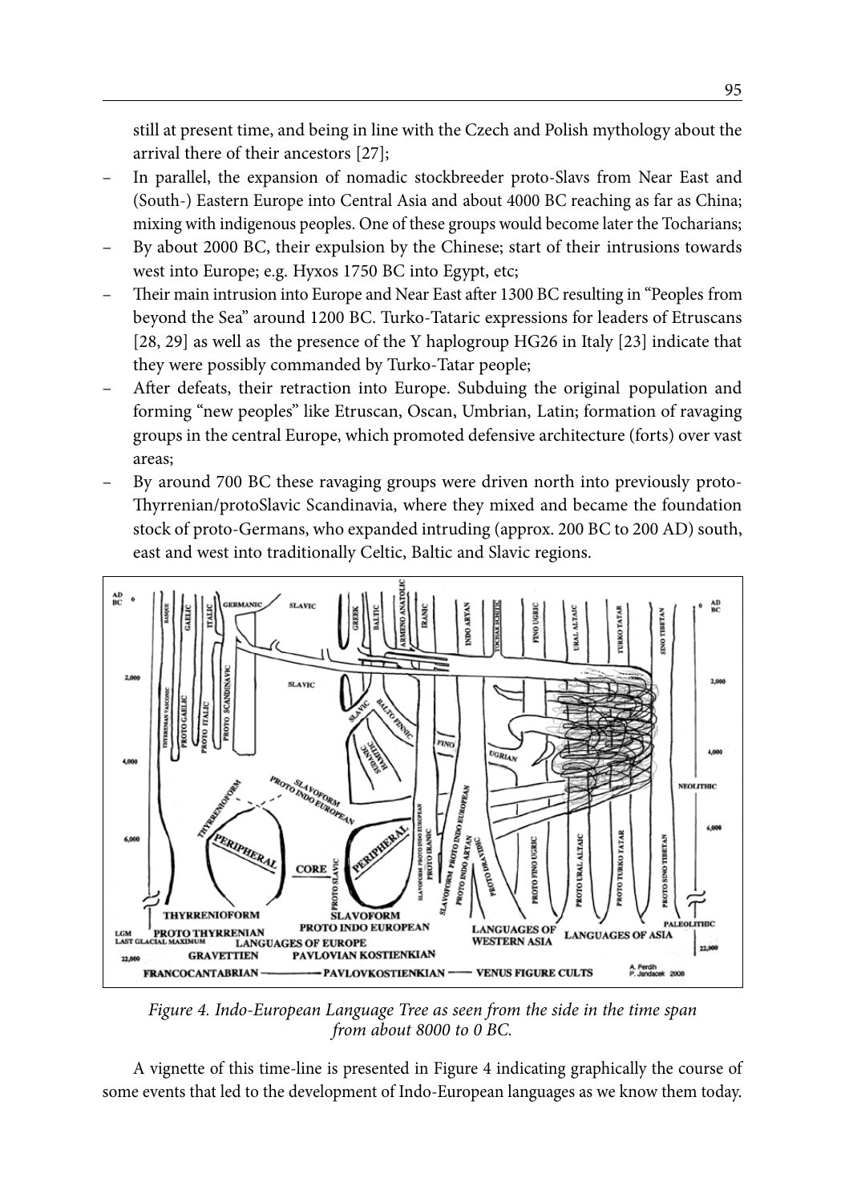still at present time, and being in line with the Czech and Polish mythology about the arrival there of their ancestors [27];

- In parallel, the expansion of nomadic stockbreeder proto-Slavs from Near East and (South-) Eastern Europe into Central Asia and about 4000 BC reaching as far as China; mixing with indigenous peoples. One of these groups would become later the Tocharians;
- By about 2000 BC, their expulsion by the Chinese; start of their intrusions towards west into Europe; e.g. Hyxos 1750 BC into Egypt, etc;
- Their main intrusion into Europe and Near East after 1300 BC resulting in "Peoples from beyond the Sea" around 1200 BC. Turko-Tataric expressions for leaders of Etruscans [28, 29] as well as the presence of the Y haplogroup HG26 in Italy [23] indicate that they were possibly commanded by Turko-Tatar people;
- After defeats, their retraction into Europe. Subduing the original population and forming "new peoples" like Etruscan, Oscan, Umbrian, Latin; formation of ravaging groups in the central Europe, which promoted defensive architecture (forts) over vast areas;
- By around 700 BC these ravaging groups were driven north into previously proto-Thyrrenian/protoSlavic Scandinavia, where they mixed and became the foundation stock of proto-Germans, who expanded intruding (approx. 200 BC to 200 AD) south, east and west into traditionally Celtic, Baltic and Slavic regions.

*Figure 4. Indo-European Language Tree as seen from the side in the time span from about 8000 to 0 BC.*

A vignette of this time-line is presented in Figure 4 indicating graphically the course of some events that led to the development of Indo-European languages as we know them today.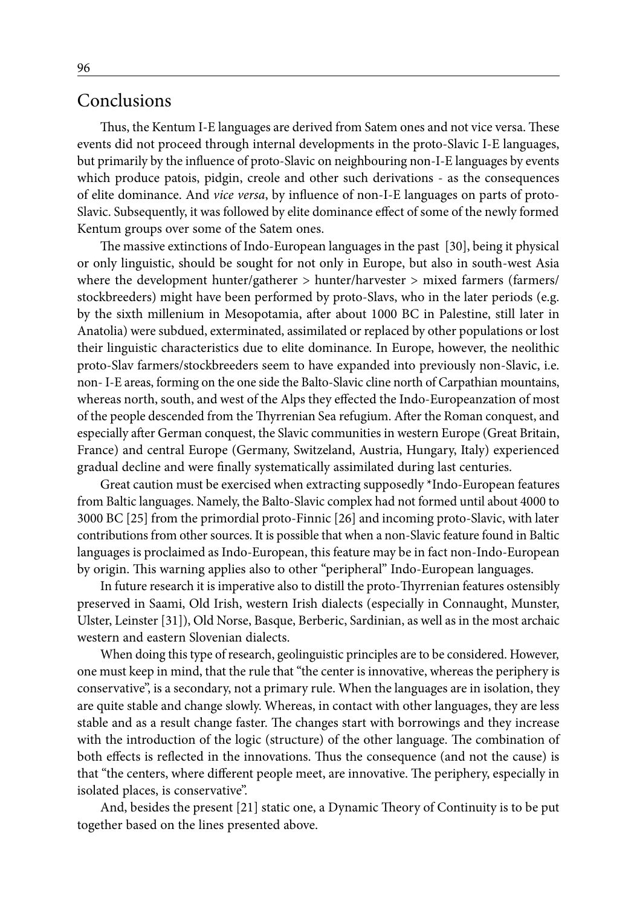## Conclusions

Thus, the Kentum I-E languages are derived from Satem ones and not vice versa. These events did not proceed through internal developments in the proto-Slavic I-E languages, but primarily by the influence of proto-Slavic on neighbouring non-I-E languages by events which produce patois, pidgin, creole and other such derivations - as the consequences of elite dominance. And *vice versa*, by influence of non-I-E languages on parts of proto-Slavic. Subsequently, it was followed by elite dominance effect of some of the newly formed Kentum groups over some of the Satem ones.

The massive extinctions of Indo-European languages in the past [30], being it physical or only linguistic, should be sought for not only in Europe, but also in south-west Asia where the development hunter/gatherer > hunter/harvester > mixed farmers (farmers/stockbreeders) might have been performed by proto-Slavs, who in the later periods (e.g. by the sixth millenium in Mesopotamia, after about 1000 BC in Palestine, still later in Anatolia) were subdued, exterminated, assimilated or replaced by other populations or lost their linguistic characteristics due to elite dominance. In Europe, however, the neolithic proto-Slav farmers/stockbreeders seem to have expanded into previously non-Slavic, i.e. non- I-E areas, forming on the one side the Balto-Slavic cline north of Carpathian mountains, whereas north, south, and west of the Alps they effected the Indo-Europeanzation of most of the people descended from the Thyrrenian Sea refugium. After the Roman conquest, and especially after German conquest, the Slavic communities in western Europe (Great Britain, France) and central Europe (Germany, Switzeland, Austria, Hungary, Italy) experienced gradual decline and were finally systematically assimilated during last centuries.

Great caution must be exercised when extracting supposedly *Indo-European features from Baltic languages. Namely, the Balto-Slavic complex had not formed until about 4000 to 3000 BC [25] from the primordial proto-Finnic [26] and incoming proto-Slavic, with later contributions from other sources. It is possible that when a non-Slavic feature found in Baltic languages is proclaimed as Indo-European, this feature may be in fact non-Indo-European by origin. This warning applies also to other "peripheral" Indo-European languages.

In future research it is imperative also to distill the proto-Thyrrenian features ostensibly preserved in Saami, Old Irish, western Irish dialects (especially in Connaught, Munster, Ulster, Leinster [31]), Old Norse, Basque, Berberic, Sardinian, as well as in the most archaic western and eastern Slovenian dialects.

When doing this type of research, geolinguistic principles are to be considered. However, one must keep in mind, that the rule that "the center is innovative, whereas the periphery is conservative", is a secondary, not a primary rule. When the languages are in isolation, they are quite stable and change slowly. Whereas, in contact with other languages, they are less stable and as a result change faster. The changes start with borrowings and they increase with the introduction of the logic (structure) of the other language. The combination of both effects is reflected in the innovations. Thus the consequence (and not the cause) is that "the centers, where different people meet, are innovative. The periphery, especially in isolated places, is conservative".

And, besides the present [21] static one, a Dynamic Theory of Continuity is to be put together based on the lines presented above.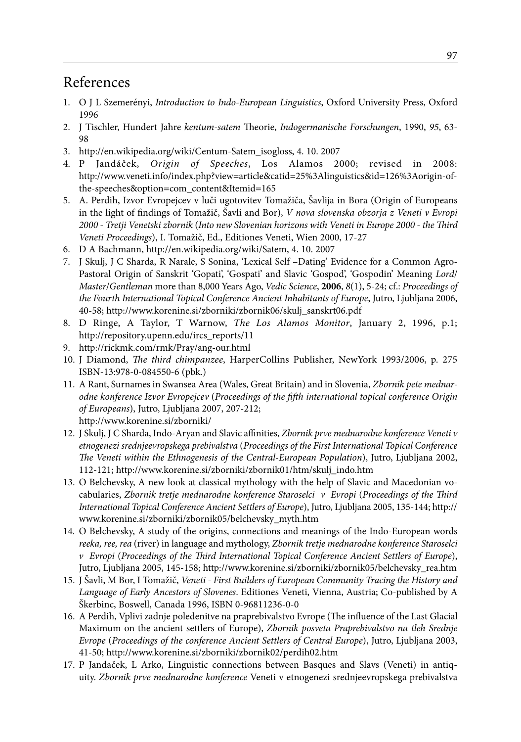## References

1. O J L Szemerényi, *Introduction to Indo-European Linguistics*, Oxford University Press, Oxford 1996
2. J Tischler, Hundert Jahre *kentum-satem* Theorie, *Indogermanische Forschungen*, 1990, *95*, 63-98
3. http://en.wikipedia.org/wiki/Centum-Satem_isogloss, 4. 10. 2007
4. P Jandáček, *Origin of Speeches*, Los Alamos 2000; revised in 2008: http://www.veneti.info/index.php?view=article&catid=25%3Alinguistics&id=126%3Aorigin-of-the-speeches&option=com_content&Itemid=165
5. A. Perdih, Izvor Evropejcev v luči ugotovitev Tomažiča, Šavlija in Bora (Origin of Europeans in the light of findings of Tomažič, Šavli and Bor), *V nova slovenska obzorja z Veneti v Evropi 2000 - Tretji Venetski zbornik* (*Into new Slovenian horizons with Veneti in Europe 2000 - the Third Veneti Proceedings*), I. Tomažič, Ed., Editiones Veneti, Wien 2000, 17-27
6. D A Bachmann, http://en.wikipedia.org/wiki/Satem, 4. 10. 2007
7. J Skulj, J C Sharda, R Narale, S Sonina, 'Lexical Self –Dating' Evidence for a Common Agro-Pastoral Origin of Sanskrit 'Gopati', 'Gospati' and Slavic 'Gospod', 'Gospodin' Meaning *Lord/Master/Gentleman* more than 8,000 Years Ago, *Vedic Science*, **2006**, *8*(1), 5-24; cf.: *Proceedings of the Fourth International Topical Conference Ancient Inhabitants of Europe*, Jutro, Ljubljana 2006, 40-58; http://www.korenine.si/zborniki/zbornik06/skulj_sanskrt06.pdf
8. D Ringe, A Taylor, T Warnow, *The Los Alamos Monitor*, January 2, 1996, p.1; http://repository.upenn.edu/ircs_reports/11
9. http://rickmk.com/rmk/Pray/ang-our.html
10. J Diamond, *The third chimpanzee*, HarperCollins Publisher, NewYork 1993/2006, p. 275 ISBN-13:978-0-084550-6 (pbk.)
11. A Rant, Surnames in Swansea Area (Wales, Great Britain) and in Slovenia, *Zbornik pete mednarodne konference Izvor Evropejcev* (*Proceedings of the fifth international topical conference Origin of Europeans*), Jutro, Ljubljana 2007, 207-212; http://www.korenine.si/zborniki/
12. J Skulj, J C Sharda, Indo-Aryan and Slavic affinities, *Zbornik prve mednarodne konference Veneti v etnogenezi srednjeevropskega prebivalstva* (*Proceedings of the First International Topical Conference The Veneti within the Ethnogenesis of the Central-European Population*), Jutro, Ljubljana 2002, 112-121; http://www.korenine.si/zborniki/zbornik01/htm/skulj_indo.htm
13. O Belchevsky, A new look at classical mythology with the help of Slavic and Macedonian vocabularies, *Zbornik tretje mednarodne konference Staroselci v Evropi* (*Proceedings of the Third International Topical Conference Ancient Settlers of Europe*), Jutro, Ljubljana 2005, 135-144; http://www.korenine.si/zborniki/zbornik05/belchevsky_myth.htm
14. O Belchevsky, A study of the origins, connections and meanings of the Indo-European words *reeka, ree, rea* (river) in language and mythology, *Zbornik tretje mednarodne konference Staroselci v Evropi* (*Proceedings of the Third International Topical Conference Ancient Settlers of Europe*), Jutro, Ljubljana 2005, 145-158; http://www.korenine.si/zborniki/zbornik05/belchevsky_rea.htm
15. J Šavli, M Bor, I Tomažič, *Veneti - First Builders of European Community Tracing the History and Language of Early Ancestors of Slovenes*. Editiones Veneti, Vienna, Austria; Co-published by A Škerbinc, Boswell, Canada 1996, ISBN 0-96811236-0-0
16. A Perdih, Vplivi zadnje poledenitve na praprebivalstvo Evrope (The influence of the Last Glacial Maximum on the ancient settlers of Europe), *Zbornik posveta Praprebivalstvo na tleh Srednje Evrope* (*Proceedings of the conference Ancient Settlers of Central Europe*), Jutro, Ljubljana 2003, 41-50; http://www.korenine.si/zborniki/zbornik02/perdih02.htm
17. P Jandaček, L Arko, Linguistic connections between Basques and Slavs (Veneti) in antiquity. *Zbornik prve mednarodne konference* Veneti v etnogenezi srednjeevropskega prebivalstva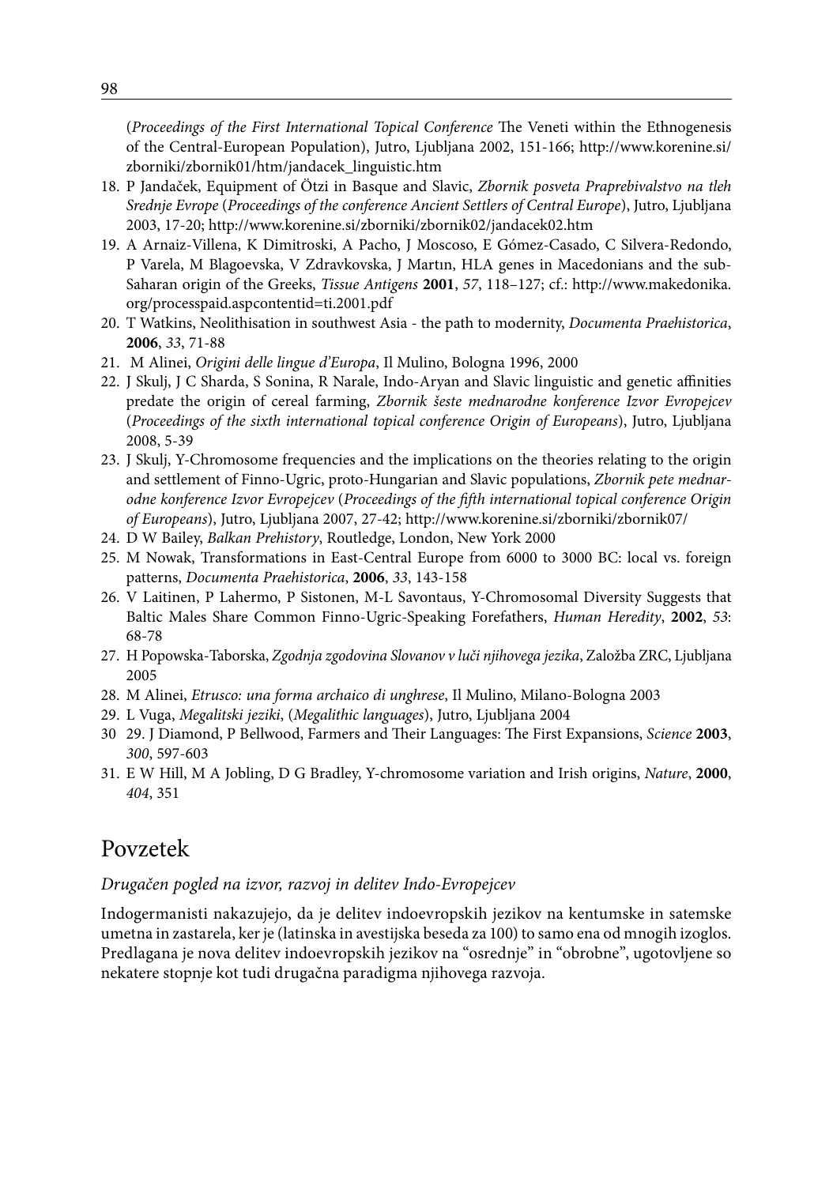(*Proceedings of the First International Topical Conference* The Veneti within the Ethnogenesis of the Central-European Population), Jutro, Ljubljana 2002, 151-166; http://www.korenine.si/zborniki/zbornik01/htm/jandacek_linguistic.htm

18. P Jandaček, Equipment of Ötzi in Basque and Slavic, *Zbornik posveta Praprebivalstvo na tleh Srednje Evrope* (*Proceedings of the conference Ancient Settlers of Central Europe*), Jutro, Ljubljana 2003, 17-20; http://www.korenine.si/zborniki/zbornik02/jandacek02.htm
19. A Arnaiz-Villena, K Dimitroski, A Pacho, J Moscoso, E Gómez-Casado, C Silvera-Redondo, P Varela, M Blagoevska, V Zdravkovska, J Martın, HLA genes in Macedonians and the sub-Saharan origin of the Greeks, *Tissue Antigens* **2001**, *57*, 118–127; cf.: http://www.makedonika.org/processpaid.aspcontentid=ti.2001.pdf
20. T Watkins, Neolithisation in southwest Asia - the path to modernity, *Documenta Praehistorica*, **2006**, *33*, 71-88
21. M Alinei, *Origini delle lingue d'Europa*, Il Mulino, Bologna 1996, 2000
22. J Skulj, J C Sharda, S Sonina, R Narale, Indo-Aryan and Slavic linguistic and genetic affinities predate the origin of cereal farming, *Zbornik šeste mednarodne konference Izvor Evropejcev* (*Proceedings of the sixth international topical conference Origin of Europeans*), Jutro, Ljubljana 2008, 5-39
23. J Skulj, Y-Chromosome frequencies and the implications on the theories relating to the origin and settlement of Finno-Ugric, proto-Hungarian and Slavic populations, *Zbornik pete mednarodne konference Izvor Evropejcev* (*Proceedings of the fifth international topical conference Origin of Europeans*), Jutro, Ljubljana 2007, 27-42; http://www.korenine.si/zborniki/zbornik07/
24. D W Bailey, *Balkan Prehistory*, Routledge, London, New York 2000
25. M Nowak, Transformations in East-Central Europe from 6000 to 3000 BC: local vs. foreign patterns, *Documenta Praehistorica*, **2006**, *33*, 143-158
26. V Laitinen, P Lahermo, P Sistonen, M-L Savontaus, Y-Chromosomal Diversity Suggests that Baltic Males Share Common Finno-Ugric-Speaking Forefathers, *Human Heredity*, **2002**, *53*: 68-78
27. H Popowska-Taborska, *Zgodnja zgodovina Slovanov v luči njihovega jezika*, Založba ZRC, Ljubljana 2005
28. M Alinei, *Etrusco: una forma archaico di unghrese*, Il Mulino, Milano-Bologna 2003
29. L Vuga, *Megalitski jeziki*, (*Megalithic languages*), Jutro, Ljubljana 2004
30. 29. J Diamond, P Bellwood, Farmers and Their Languages: The First Expansions, *Science* **2003**, *300*, 597-603
31. E W Hill, M A Jobling, D G Bradley, Y-chromosome variation and Irish origins, *Nature*, **2000**, *404*, 351

# Povzetek

*Drugačen pogled na izvor, razvoj in delitev Indo-Evropejcev*

Indogermanisti nakazujejo, da je delitev indoevropskih jezikov na kentumske in satemske umetna in zastarela, ker je (latinska in avestijska beseda za 100) to samo ena od mnogih izoglos. Predlagana je nova delitev indoevropskih jezikov na "osrednje" in "obrobne", ugotovljene so nekatere stopnje kot tudi drugačna paradigma njihovega razvoja.